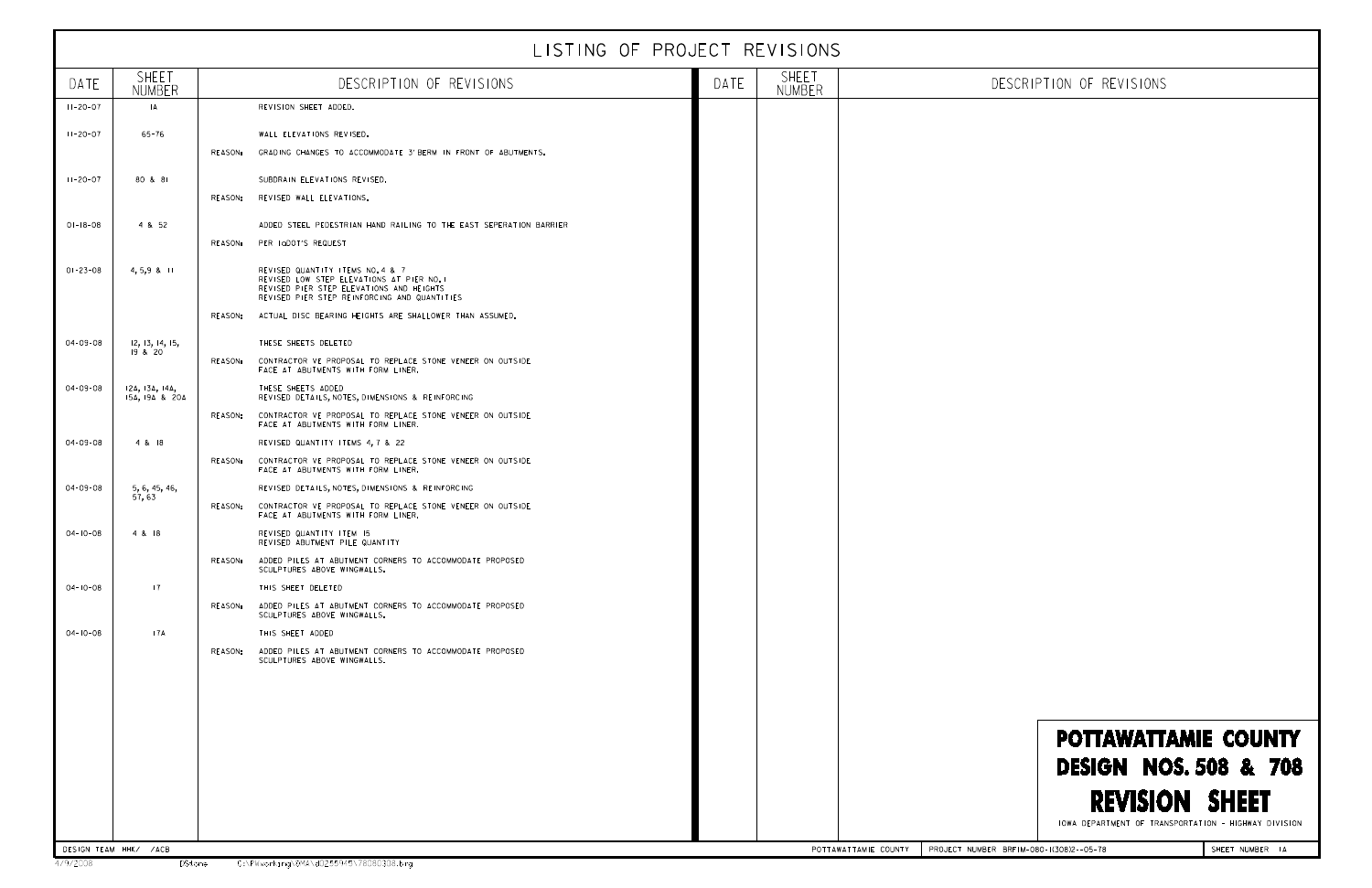# LISTING OF PROJECT REVISIONS

| DATE | SHEET NUMBER | DESCRIPTION OF REVISIONS | DATE | SHEET NUMBER | DESCRIPTION OF REVISIONS |
|---|---|---|---|---|---|
| 11-20-07 | 1A | REVISION SHEET ADDED. | | | |
| 11-20-07 | 65-76 | WALL ELEVATIONS REVISED.<br>REASON: GRADING CHANGES TO ACCOMMODATE 3' BERM IN FRONT OF ABUTMENTS. | | | |
| 11-20-07 | 80 & 81 | SUBDRAIN ELEVATIONS REVISED.<br>REASON: REVISED WALL ELEVATIONS. | | | |
| 01-18-08 | 4 & 52 | ADDED STEEL PEDESTRIAN HAND RAILING TO THE EAST SEPERATION BARRIER<br>REASON: PER IaDOT'S REQUEST | | | |
| 01-23-08 | 4, 5, 9 & 11 | REVISED QUANTITY ITEMS NO. 4 & 7<br>REVISED LOW STEP ELEVATIONS AT PIER NO. 1<br>REVISED PIER STEP ELEVATIONS AND HEIGHTS<br>REVISED PIER STEP REINFORCING AND QUANTITIES<br>REASON: ACTUAL DISC BEARING HEIGHTS ARE SHALLOWER THAN ASSUMED. | | | |
| 04-09-08 | 12, 13, 14, 15, 19 & 20 | THESE SHEETS DELETED<br>REASON: CONTRACTOR VE PROPOSAL TO REPLACE STONE VENEER ON OUTSIDE FACE AT ABUTMENTS WITH FORM LINER. | | | |
| 04-09-08 | 12A, 13A, 14A, 15A, 19A & 20A | THESE SHEETS ADDED<br>REVISED DETAILS, NOTES, DIMENSIONS & REINFORCING<br>REASON: CONTRACTOR VE PROPOSAL TO REPLACE STONE VENEER ON OUTSIDE FACE AT ABUTMENTS WITH FORM LINER. | | | |
| 04-09-08 | 4 & 18 | REVISED QUANTITY ITEMS 4, 7 & 22<br>REASON: CONTRACTOR VE PROPOSAL TO REPLACE STONE VENEER ON OUTSIDE FACE AT ABUTMENTS WITH FORM LINER. | | | |
| 04-09-08 | 5, 6, 45, 46, 57, 63 | REVISED DETAILS, NOTES, DIMENSIONS & REINFORCING<br>REASON: CONTRACTOR VE PROPOSAL TO REPLACE STONE VENEER ON OUTSIDE FACE AT ABUTMENTS WITH FORM LINER. | | | |
| 04-10-08 | 4 & 18 | REVISED QUANTITY ITEM 15<br>REVISED ABUTMENT PILE QUANTITY<br>REASON: ADDED PILES AT ABUTMENT CORNERS TO ACCOMMODATE PROPOSED SCULPTURES ABOVE WINGWALLS. | | | |
| 04-10-08 | 17 | THIS SHEET DELETED<br>REASON: ADDED PILES AT ABUTMENT CORNERS TO ACCOMMODATE PROPOSED SCULPTURES ABOVE WINGWALLS. | | | |
| 04-10-08 | 17A | THIS SHEET ADDED<br>REASON: ADDED PILES AT ABUTMENT CORNERS TO ACCOMMODATE PROPOSED SCULPTURES ABOVE WINGWALLS. | | | |

**POTTAWATTAMIE COUNTY**
**DESIGN NOS. 508 & 708**
**REVISION SHEET**

IOWA DEPARTMENT OF TRANSPORTATION - HIGHWAY DIVISION

DESIGN TEAM HHK/ /ACB | POTTAWATTAMIE COUNTY | PROJECT NUMBER BRFIM-080-1(308)2--05-78 | SHEET NUMBER 1A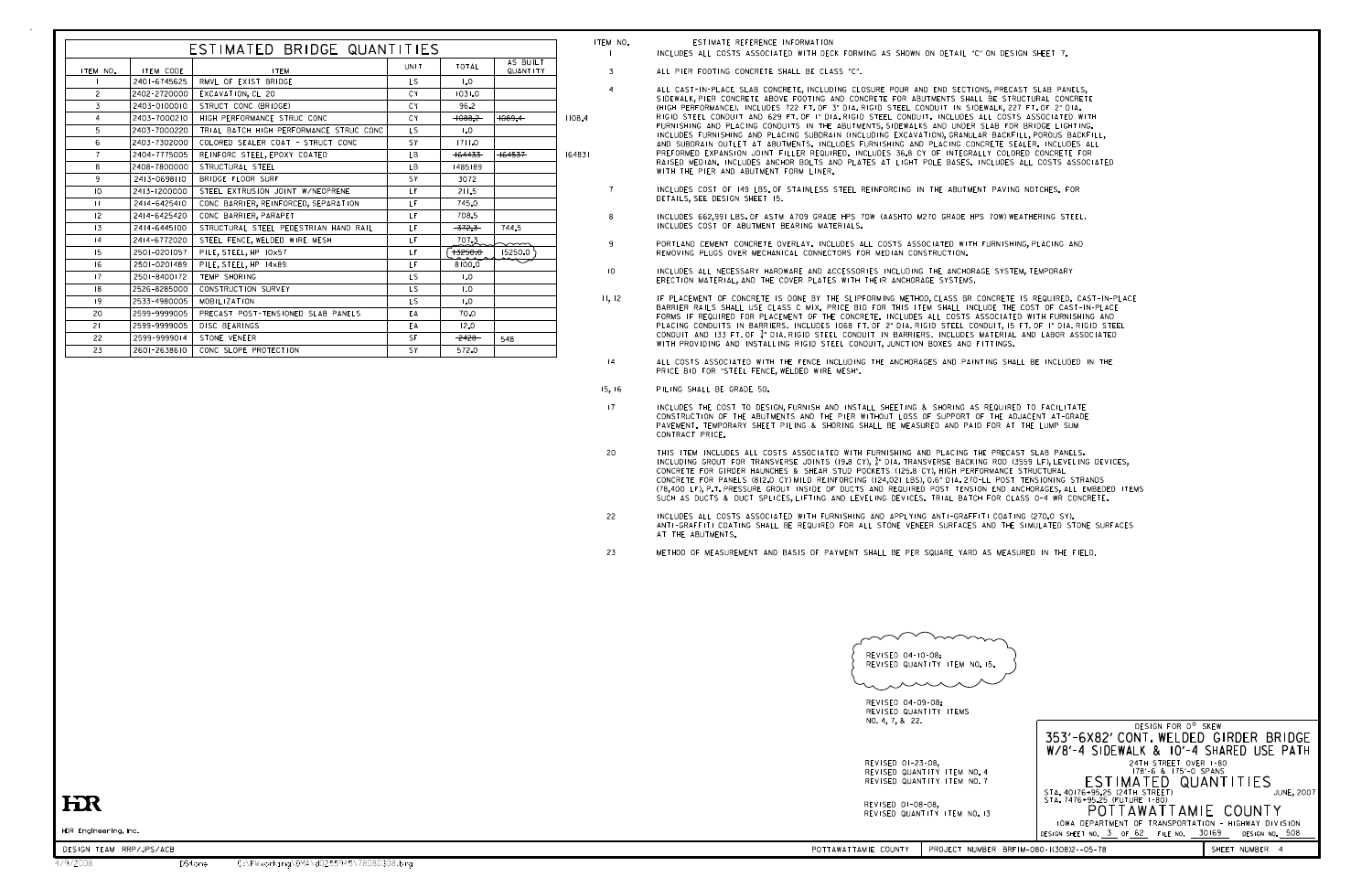# ESTIMATED BRIDGE QUANTITIES

| ITEM NO. | ITEM CODE | ITEM | UNIT | TOTAL | AS BUILT QUANTITY |
|---|---|---|---|---|---|
| 1 | 2401-6745625 | RMVL OF EXIST BRIDGE | LS | 1.0 | |
| 2 | 2402-2720000 | EXCAVATION, CL 20 | CY | 1031.0 | |
| 3 | 2403-0100010 | STRUCT CONC (BRIDGE) | CY | 96.2 | |
| 4 | 2403-7000210 | HIGH PERFORMANCE STRUC CONC | CY | ~~1088.2~~ | ~~1089.4~~ 1108.4 |
| 5 | 2403-7000220 | TRIAL BATCH HIGH PERFORMANCE STRUC CONC | LS | 1.0 | |
| 6 | 2403-7302000 | COLORED SEALER COAT - STRUCT CONC | SY | 1711.0 | |
| 7 | 2404-7775005 | REINFORC STEEL, EPOXY COATED | LB | ~~164433~~ | ~~164537~~ 164831 |
| 8 | 2408-7800000 | STRUCTURAL STEEL | LB | 1485189 | |
| 9 | 2413-0698110 | BRIDGE FLOOR SURF | SY | 3072 | |
| 10 | 2413-1200000 | STEEL EXTRUSION JOINT W/NEOPRENE | LF | 211.5 | |
| 11 | 2414-6425410 | CONC BARRIER, REINFORCED, SEPARATION | LF | 745.0 | |
| 12 | 2414-6425420 | CONC BARRIER, PARAPET | LF | 708.5 | |
| 13 | 2414-6445100 | STRUCTURAL STEEL PEDESTRIAN HAND RAIL | LF | ~~372.3~~ | 744.5 |
| 14 | 2414-6772020 | STEEL FENCE, WELDED WIRE MESH | LF | 707.3 | |
| 15 | 2501-0201057 | PILE, STEEL, HP 10x57 | LF | ~~13250.0~~ | 15250.0 |
| 16 | 2501-0201089 | PILE, STEEL, HP 14x89 | LF | 8100.0 | |
| 17 | 2501-8400172 | TEMP SHORING | LS | 1.0 | |
| 18 | 2526-8285000 | CONSTRUCTION SURVEY | LS | 1.0 | |
| 19 | 2533-4980005 | MOBILIZATION | LS | 1.0 | |
| 20 | 2599-9999005 | PRECAST POST-TENSIONED SLAB PANELS | EA | 70.0 | |
| 21 | 2599-9999005 | DISC BEARINGS | EA | 12.0 | |
| 22 | 2599-9999014 | STONE VENEER | SF | ~~2428~~ | 548 |
| 23 | 2601-2638610 | CONC SLOPE PROTECTION | SY | 572.0 | |

## ITEM NO. ESTIMATE REFERENCE INFORMATION

**1** INCLUDES ALL COSTS ASSOCIATED WITH DECK FORMING AS SHOWN ON DETAIL "C" ON DESIGN SHEET 7.

**3** ALL PIER FOOTING CONCRETE SHALL BE CLASS "C".

**4** ALL CAST-IN-PLACE SLAB CONCRETE, INCLUDING CLOSURE POUR AND END SECTIONS, PRECAST SLAB PANELS, SIDEWALK, PIER CONCRETE ABOVE FOOTING AND CONCRETE FOR ABUTMENTS SHALL BE STRUCTURAL CONCRETE (HIGH PERFORMANCE). INCLUDES 722 FT. OF 3" DIA. RIGID STEEL CONDUIT IN SIDEWALK, 227 FT. OF 2" DIA. RIGID STEEL CONDUIT AND 629 FT. OF 1" DIA. RIGID STEEL CONDUIT. INCLUDES ALL COSTS ASSOCIATED WITH FURNISHING AND PLACING CONDUITS IN THE ABUTMENTS, SIDEWALKS AND UNDER SLAB FOR BRIDGE LIGHTING. INCLUDES FURNISHING AND PLACING SUBDRAIN (INCLUDING EXCAVATION), GRANULAR BACKFILL, POROUS BACKFILL, AND SUBDRAIN OUTLET AT ABUTMENTS. INCLUDES FURNISHING AND PLACING CONCRETE SEALER. INCLUDES ALL PREFORMED EXPANSION JOINT FILLER REQUIRED. INCLUDES 36.8 CY OF INTEGRALLY COLORED CONCRETE FOR RAISED MEDIAN. INCLUDES ANCHOR BOLTS AND PLATES AT LIGHT POLE BASES. INCLUDES ALL COSTS ASSOCIATED WITH THE PIER AND ABUTMENT FORM LINER.

**7** INCLUDES COST OF 149 LBS. OF STAINLESS STEEL REINFORCING IN THE ABUTMENT PAVING NOTCHES. FOR DETAILS, SEE DESIGN SHEET 15.

**8** INCLUDES 662,991 LBS. OF ASTM A709 GRADE HPS 70W (AASHTO M270 GRADE HPS 70W) WEATHERING STEEL. INCLUDES COST OF ABUTMENT BEARING MATERIALS.

**9** PORTLAND CEMENT CONCRETE OVERLAY. INCLUDES ALL COSTS ASSOCIATED WITH FURNISHING, PLACING AND REMOVING PLUGS OVER MECHANICAL CONNECTORS FOR MEDIAN CONSTRUCTION.

**10** INCLUDES ALL NECESSARY HARDWARE AND ACCESSORIES INCLUDING THE ANCHORAGE SYSTEM, TEMPORARY ERECTION MATERIAL, AND THE COVER PLATES WITH THEIR ANCHORAGE SYSTEMS.

**11, 12** IF PLACEMENT OF CONCRETE IS DONE BY THE SLIPFORMING METHOD, CLASS BR CONCRETE IS REQUIRED. CAST-IN-PLACE BARRIER RAILS SHALL USE CLASS C MIX. PRICE BID FOR THIS ITEM SHALL INCLUDE THE COST OF CAST-IN-PLACE FORMS IF REQUIRED FOR PLACEMENT OF THE CONCRETE. INCLUDES ALL COSTS ASSOCIATED WITH FURNISHING AND PLACING CONDUITS IN BARRIERS. INCLUDES 1068 FT. OF 2" DIA. RIGID STEEL CONDUIT, 15 FT. OF 1" DIA. RIGID STEEL CONDUIT AND 133 FT. OF ¾" DIA. RIGID STEEL CONDUIT IN BARRIERS. INCLUDES MATERIAL AND LABOR ASSOCIATED WITH PROVIDING AND INSTALLING RIGID STEEL CONDUIT, JUNCTION BOXES AND FITTINGS.

**14** ALL COSTS ASSOCIATED WITH THE FENCE INCLUDING THE ANCHORAGES AND PAINTING SHALL BE INCLUDED IN THE PRICE BID FOR "STEEL FENCE, WELDED WIRE MESH".

**15, 16** PILING SHALL BE GRADE 50.

**17** INCLUDES THE COST TO DESIGN, FURNISH AND INSTALL SHEETING & SHORING AS REQUIRED TO FACILITATE CONSTRUCTION OF THE ABUTMENTS AND THE PIER WITHOUT LOSS OF SUPPORT OF THE ADJACENT AT-GRADE PAVEMENT. TEMPORARY SHEET PILING & SHORING SHALL BE MEASURED AND PAID FOR AT THE LUMP SUM CONTRACT PRICE.

**20** THIS ITEM INCLUDES ALL COSTS ASSOCIATED WITH FURNISHING AND PLACING THE PRECAST SLAB PANELS. INCLUDING GROUT FOR TRANSVERSE JOINTS (19.8 CY), ¾" DIA. TRANSVERSE BACKING ROD (3559 LF), LEVELING DEVICES, CONCRETE FOR GIRDER HAUNCHES & SHEAR STUD POCKETS (125.8 CY), HIGH PERFORMANCE STRUCTURAL CONCRETE FOR PANELS (812.0 CY) MILD REINFORCING (124,021 LBS), 0.6" DIA. 270-LL POST TENSIONING STRANDS (78,400 LF), P.T. PRESSURE GROUT INSIDE OF DUCTS AND REQUIRED POST TENSION END ANCHORAGES, ALL EMBEDED ITEMS SUCH AS DUCTS & DUCT SPLICES, LIFTING AND LEVELING DEVICES. TRIAL BATCH FOR CLASS O-4 WR CONCRETE.

**22** INCLUDES ALL COSTS ASSOCIATED WITH FURNISHING AND APPLYING ANTI-GRAFFITI COATING (270.0 SY). ANTI-GRAFFITI COATING SHALL BE REQUIRED FOR ALL STONE VENEER SURFACES AND THE SIMULATED STONE SURFACES AT THE ABUTMENTS.

**23** METHOD OF MEASUREMENT AND BASIS OF PAYMENT SHALL BE PER SQUARE YARD AS MEASURED IN THE FIELD.

REVISED 04-10-08;
REVISED QUANTITY ITEM NO. 15.

REVISED 04-09-08;
REVISED QUANTITY ITEMS NO. 4, 7, & 22.

REVISED 01-23-08,
REVISED QUANTITY ITEM NO. 4
REVISED QUANTITY ITEM NO. 7

REVISED 01-08-08,
REVISED QUANTITY ITEM NO. 13

DESIGN FOR 0° SKEW

## 353'-6X82' CONT. WELDED GIRDER BRIDGE W/8'-4 SIDEWALK & 10'-4 SHARED USE PATH

24TH STREET OVER I-80
178'-6 & 175'-0 SPANS

## ESTIMATED QUANTITIES

STA. 40176+95.25 (24TH STREET)
STA. 7476+95.25 (FUTURE I-80)
JUNE, 2007

## POTTAWATTAMIE COUNTY

IOWA DEPARTMENT OF TRANSPORTATION - HIGHWAY DIVISION
DESIGN SHEET NO. 3 OF 62 FILE NO. 30169 DESIGN NO. 508

HDR Engineering, Inc.

DESIGN TEAM RRP/JPS/ACB

POTTAWATTAMIE COUNTY | PROJECT NUMBER BRFIM-080-1(308)2--05-78 | SHEET NUMBER 4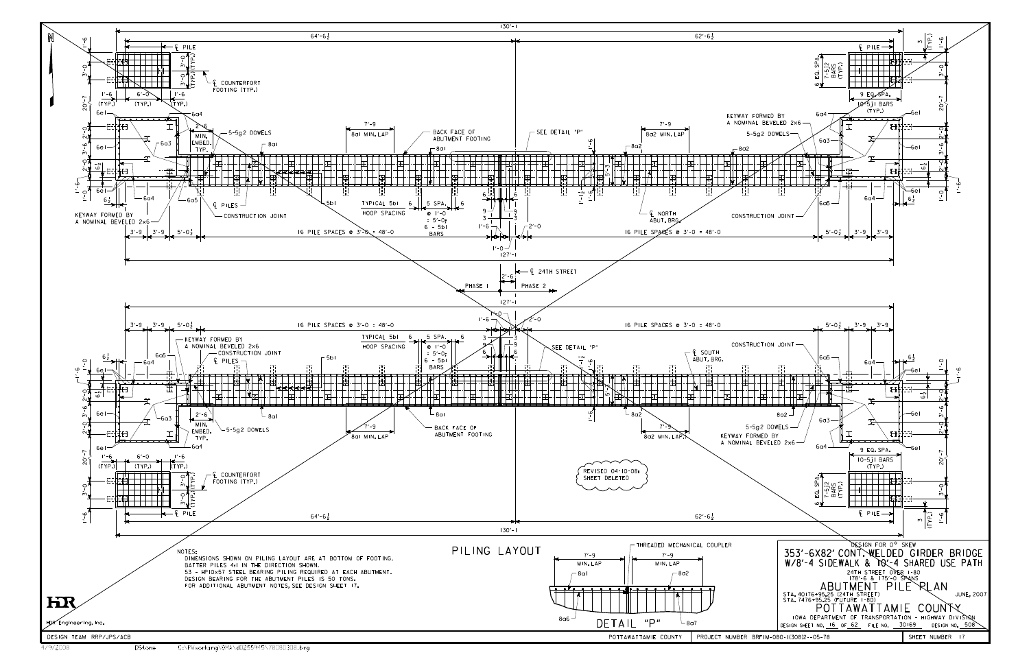# PILING LAYOUT

## North Abutment

- 130'-1
- 64'-6½
- 62'-6½
- ℄ PILE
- ℄ COUNTERFORT FOOTING (TYP.)
- 1'-6 (TYP.) 6'-0 (TYP.) 1'-6 (TYP.)
- 3'-0 (TYP.) 3'-0 (TYP.)
- 6 EQ. SPA. 7-5j2 BARS (TYP.)
- 9 EQ. SPA. 10-5j1 BARS (TYP.)
- 6e1, 6a4, 6a3, 6a5, 6a4
- 2'-6 MIN. EMBED. TYP.
- 5-5g2 DOWELS
- 8a1
- 7'-9 8a1 MIN. LAP
- BACK FACE OF ABUTMENT FOOTING
- SEE DETAIL "P"
- 7'-9 8a2 MIN. LAP
- 8a2
- KEYWAY FORMED BY A NOMINAL BEVELED 2x6
- ℄ PILES
- CONSTRUCTION JOINT
- 5b1
- TYPICAL 5b1 HOOP SPACING
- 5 SPA. @ 1'-0 = 5'-0; 6 - 5b1 BARS
- ℄ NORTH ABUT. BRG.
- 3'-9 3'-9 5'-0½
- 16 PILE SPACES @ 3'-0 = 48'-0
- 1'-0
- 127'-1
- 2'-0
- 5'-3
- 1'-6

## ℄ 24TH STREET

- 2'-6
- PHASE 1
- PHASE 2
- 127'-1

## South Abutment

- 3'-9 3'-9 5'-0½
- 16 PILE SPACES @ 3'-0 = 48'-0
- KEYWAY FORMED BY A NOMINAL BEVELED 2x6
- CONSTRUCTION JOINT
- ℄ PILES
- 5b1
- TYPICAL 5b1 HOOP SPACING
- 5 SPA. @ 1'-0 = 5'-0; 6 - 5b1 BARS
- SEE DETAIL "P"
- ℄ SOUTH ABUT. BRG.
- 8a1
- 2'-6 MIN. EMBED. TYP.
- 5-5g2 DOWELS
- 7'-9 8a1 MIN. LAP
- BACK FACE OF ABUTMENT FOOTING
- 7'-9 8a2 MIN. LAP
- 8a2
- ℄ COUNTERFORT FOOTING (TYP.)
- ℄ PILE
- 64'-6½
- 62'-6½
- 130'-1
- REVISED 04-10-08; SHEET DELETED

## DETAIL "P"

- THREADED MECHANICAL COUPLER
- 7'-9 MIN. LAP
- 8a1
- 8a2
- 8a6
- 8a7

NOTES:
DIMENSIONS SHOWN ON PILING LAYOUT ARE AT BOTTOM OF FOOTING.
BATTER PILES 4:1 IN THE DIRECTION SHOWN.
53 - HP10x57 STEEL BEARING PILING REQUIRED AT EACH ABUTMENT.
DESIGN BEARING FOR THE ABUTMENT PILES IS 50 TONS.
FOR ADDITIONAL ABUTMENT NOTES, SEE DESIGN SHEET 17.

DESIGN FOR 0° SKEW
353'-6X82' CONT. WELDED GIRDER BRIDGE
W/8'-4 SIDEWALK & 10'-4 SHARED USE PATH
24TH STREET OVER I-80
178'-6 & 175'-0 SPANS

# ABUTMENT PILE PLAN

STA. 40176+95.25 (24TH STREET)
STA. 7476+95.25 (FUTURE I-80)
JUNE, 2007

POTTAWATTAMIE COUNTY
IOWA DEPARTMENT OF TRANSPORTATION - HIGHWAY DIVISION
DESIGN SHEET NO. 16 OF 62 FILE NO. 30169 DESIGN NO. 508

HDR Engineering, Inc.

DESIGN TEAM RRP/JPS/ACB | POTTAWATTAMIE COUNTY | PROJECT NUMBER BRFIM-080-1(308)2--05-78 | SHEET NUMBER 17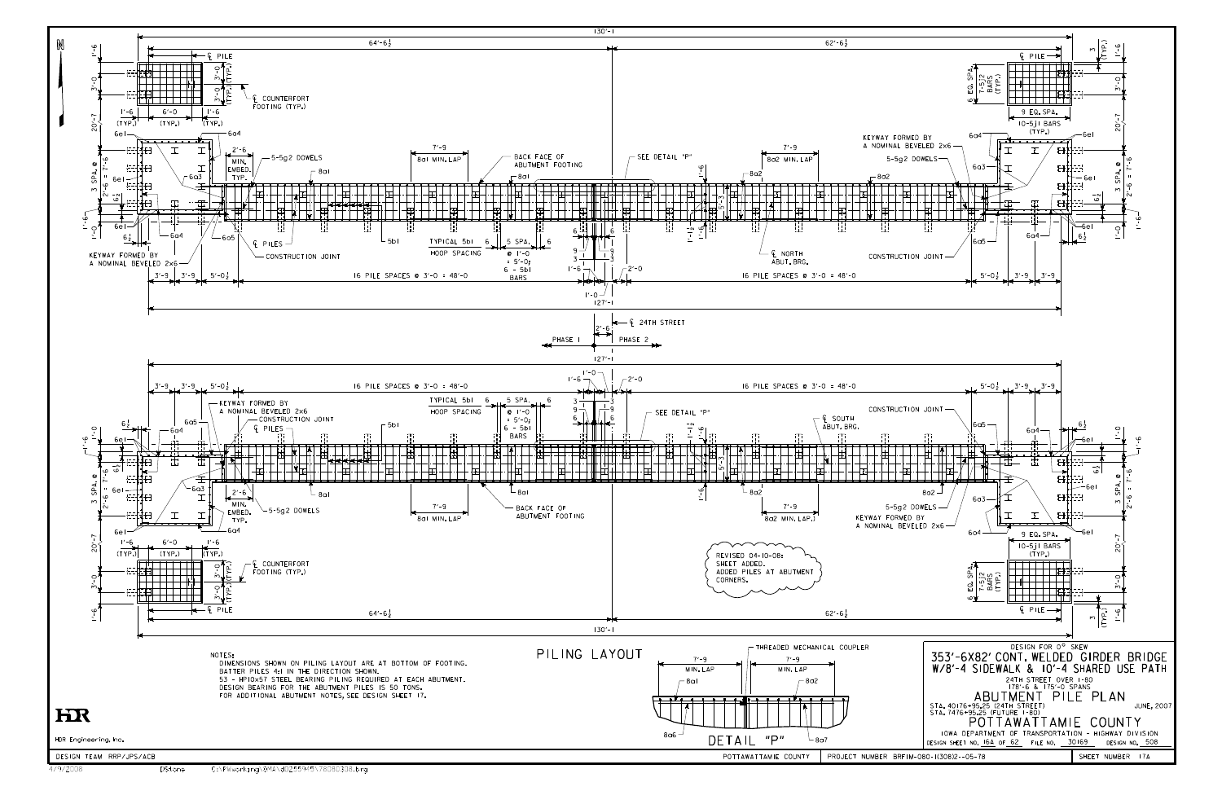# PILING LAYOUT

NOTES:
- DIMENSIONS SHOWN ON PILING LAYOUT ARE AT BOTTOM OF FOOTING.
- BATTER PILES 4:1 IN THE DIRECTION SHOWN.
- 53 - HP10x57 STEEL BEARING PILING REQUIRED AT EACH ABUTMENT.
- DESIGN BEARING FOR THE ABUTMENT PILES IS 50 TONS.
- FOR ADDITIONAL ABUTMENT NOTES, SEE DESIGN SHEET 17.

REVISED 04-10-08:
SHEET ADDED.
ADDED PILES AT ABUTMENT CORNERS.

## DETAIL "P"

- THREADED MECHANICAL COUPLER
- 7'-9 MIN. LAP (8a1)
- 7'-9 MIN. LAP (8a2)
- 8a6
- 8a7

---

DESIGN FOR 0° SKEW

**353'-6X82' CONT. WELDED GIRDER BRIDGE W/8'-4 SIDEWALK & 10'-4 SHARED USE PATH**

24TH STREET OVER I-80
178'-6 & 175'-0 SPANS

**ABUTMENT PILE PLAN**

STA. 40176+95.25 (24TH STREET)
STA. 7476+95.25 (FUTURE I-80)

JUNE, 2007

**POTTAWATTAMIE COUNTY**

IOWA DEPARTMENT OF TRANSPORTATION - HIGHWAY DIVISION

DESIGN SHEET NO. 16A OF 62 | FILE NO. 30169 | DESIGN NO. 508

HDR Engineering, Inc.

DESIGN TEAM RRP/JPS/ACB | POTTAWATTAMIE COUNTY | PROJECT NUMBER BRFIM-080-1(308)2--05-78 | SHEET NUMBER 17A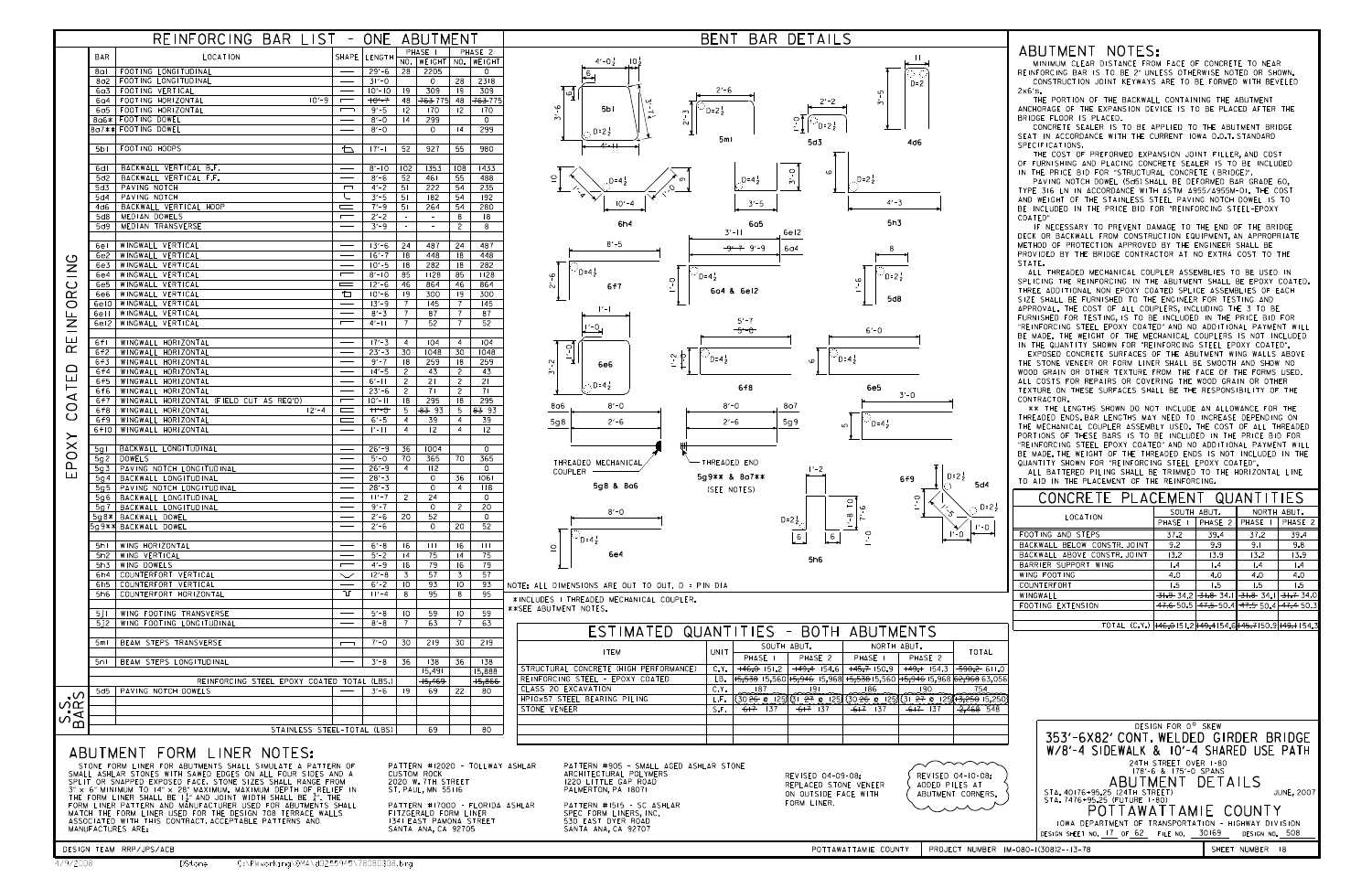# REINFORCING BAR LIST - ONE ABUTMENT

| BAR | LOCATION | SHAPE | LENGTH | PHASE 1 NO. | PHASE 1 WEIGHT | PHASE 2 NO. | PHASE 2 WEIGHT |
|---|---|---|---|---|---|---|---|
| 8a1 | FOOTING LONGITUDINAL | | 29'-6 | 28 | 2205 | | 0 |
| 8a2 | FOOTING LONGITUDINAL | | 31'-0 | | 0 | 28 | 2318 |
| 6a3 | FOOTING VERTICAL | | 10'-10 | 19 | 309 | 19 | 309 |
| 6a4 | FOOTING HORIZONTAL 10'-9 | | ~~10'-7~~ | 48 | ~~763~~ 775 | 48 | ~~763~~ 775 |
| 6a5 | FOOTING HORIZONTAL | | 9'-5 | 12 | 170 | 12 | 170 |
| 8a6* | FOOTING DOWEL | | 8'-0 | 14 | 299 | | 0 |
| 8a7** | FOOTING DOWEL | | 8'-0 | | 0 | 14 | 299 |
| 5b1 | FOOTING HOOPS | | 17'-1 | 52 | 927 | 55 | 980 |
| 6d1 | BACKWALL VERTICAL B.F. | | 8'-10 | 102 | 1353 | 108 | 1433 |
| 5d2 | BACKWALL VERTICAL F.F. | | 8'-6 | 52 | 461 | 55 | 488 |
| 5d3 | PAVING NOTCH | | 6'-5 | 51 | 222 | 54 | 235 |
| 5d4 | PAVING NOTCH | | 3'-5 | 51 | 182 | 54 | 192 |
| 4d6 | BACKWALL VERTICAL HOOP | | 7'-9 | 51 | 264 | 54 | 280 |
| 5d8 | MEDIAN DOWELS | | 2'-2 | - | - | 8 | 18 |
| 5d9 | MEDIAN TRANSVERSE | | 3'-9 | - | - | 2 | 8 |
| 6e1 | WINGWALL VERTICAL | | 13'-6 | 24 | 487 | 24 | 487 |
| 6e2 | WINGWALL VERTICAL | | 16'-7 | 18 | 448 | 18 | 448 |
| 6e3 | WINGWALL VERTICAL | | 10'-5 | 18 | 282 | 18 | 282 |
| 6e4 | WINGWALL VERTICAL | | 8'-10 | 85 | 1128 | 85 | 1128 |
| 6e5 | WINGWALL VERTICAL | | 12'-6 | 46 | 864 | 46 | 864 |
| 6e6 | WINGWALL VERTICAL | | 10'-6 | 19 | 300 | 19 | 300 |
| 6e10 | WINGWALL VERTICAL | | 13'-9 | 7 | 145 | 7 | 145 |
| 6e11 | WINGWALL VERTICAL | | 8'-3 | 7 | 87 | 7 | 87 |
| 6e12 | WINGWALL VERTICAL | | 4'-11 | 7 | 52 | 7 | 52 |
| 6f1 | WINGWALL HORIZONTAL | | 17'-3 | 4 | 104 | 4 | 104 |
| 6f2 | WINGWALL HORIZONTAL | | 23'-3 | 30 | 1048 | 30 | 1048 |
| 6f3 | WINGWALL HORIZONTAL | | 9'-7 | 18 | 259 | 18 | 259 |
| 6f4 | WINGWALL HORIZONTAL | | 14'-5 | 2 | 43 | 2 | 43 |
| 6f5 | WINGWALL HORIZONTAL | | 6'-11 | 2 | 21 | 2 | 21 |
| 6f6 | WINGWALL HORIZONTAL | | 23'-6 | 2 | 71 | 2 | 71 |
| 6f7 | WINGWALL HORIZONTAL (FIELD CUT AS REQ'D) | | 10'-11 | 18 | 295 | 18 | 295 |
| 6f8 | WINGWALL HORIZONTAL 12'-4 | | ~~11'-0~~ | 5 | ~~83~~ 93 | 5 | ~~83~~ 93 |
| 6f9 | WINGWALL HORIZONTAL | | 6'-5 | 4 | 39 | 4 | 39 |
| 6f10 | WINGWALL HORIZONTAL | | 1'-11 | 4 | 12 | 4 | 12 |
| 5g1 | BACKWALL LONGITUDINAL | | 26'-9 | 36 | 1004 | | 0 |
| 5g2 | DOWELS | | 5'-0 | 70 | 365 | 70 | 365 |
| 5g3 | PAVING NOTCH LONGITUDINAL | | 26'-9 | 4 | 112 | | 0 |
| 5g4 | BACKWALL LONGITUDINAL | | 28'-3 | | 0 | 36 | 1061 |
| 5g5 | PAVING NOTCH LONGITUDINAL | | 28'-3 | | 0 | 4 | 118 |
| 5g6 | BACKWALL LONGITUDINAL | | 11'-7 | 2 | 24 | | 0 |
| 5g7 | BACKWALL LONGITUDINAL | | 9'-7 | | 0 | 2 | 20 |
| 5g8* | BACKWALL DOWEL | | 2'-6 | 20 | 52 | | 0 |
| 5g9** | BACKWALL DOWEL | | 2'-6 | | 0 | 20 | 52 |
| 5h1 | WING HORIZONTAL | | 6'-8 | 16 | 111 | 16 | 111 |
| 5h2 | WING VERTICAL | | 5'-2 | 14 | 75 | 14 | 75 |
| 5h3 | WING DOWELS | | 4'-9 | 16 | 79 | 16 | 79 |
| 6h4 | COUNTERFORT VERTICAL | | 12'-8 | 3 | 57 | 3 | 57 |
| 6h5 | COUNTERFORT VERTICAL | | 6'-2 | 10 | 93 | 10 | 93 |
| 5h6 | COUNTERFORT HORIZONTAL | | 11'-4 | 8 | 95 | 8 | 95 |
| 5j1 | WING FOOTING TRANSVERSE | | 5'-8 | 10 | 59 | 10 | 59 |
| 5j2 | WING FOOTING LONGITUDINAL | | 8'-8 | 7 | 63 | 7 | 63 |
| 5m1 | BEAM STEPS TRANSVERSE | | 7'-0 | 30 | 219 | 30 | 219 |
| 5n1 | BEAM STEPS LONGITUDINAL | | 3'-8 | 36 | 138 | 36 | 138 |
| | | | | | 15,491 | | 15,888 |
| | REINFORCING STEEL EPOXY COATED TOTAL (LBS.) | | | | ~~15,469~~ | | ~~15,866~~ |
| S.S. BARS 5d5 | PAVING NOTCH DOWELS | | 3'-6 | 19 | 69 | 22 | 80 |
| | STAINLESS STEEL-TOTAL (LBS) | | | | 69 | | 80 |

# BENT BAR DETAILS

5b1: 4'-0½, 10½, 6, 6, 3'-6, 3'-1½, D=2½, 4'-11
5m1: 2'-6, 2'-3, D=2½
5d3: 2'-2, 1'-0, D=2½
4d6: 11, 3'-5, D=2
6h4: 10, 1'-4, D=4½, 10'-4, 9
6a5: D=4½, 3'-0, 3'-5
5h3: 6, D=2½, 4'-3
6f7: 8'-5, 2'-6, D=4½
6a4 & 6e12: 3'-11, ~~9'-7~~ 9'-9, 1'-0, D=4½
5d8: 8, 1'-6, D=2½
6e6: 1'-1, 1'-0, 3'-2, D=4½
6f8: 5'-7, ~~5'-0~~, 1'-2, D=4½
6e5: 6'-0, 6, 3'-0, D=4½
5g8 & 8a6: 8'-0, 2'-6, THREADED MECHANICAL COUPLER
5g9** & 8a7**: 8'-0, 2'-6, THREADED END (SEE NOTES)
6e4: 8'-0, 10, D=4½
5h6: 1'-2, D=2½, 6, 6, 1'-8 TO 7'-6, 1'-0
6f9: D=2½, 1'-0
5d4: 1'-5, D=2½, 1'-0, 1'-0

NOTE: ALL DIMENSIONS ARE OUT TO OUT, D = PIN DIA

*INCLUDES 1 THREADED MECHANICAL COUPLER.
**SEE ABUTMENT NOTES.

# ESTIMATED QUANTITIES - BOTH ABUTMENTS

| ITEM | UNIT | SOUTH ABUT. PHASE 1 | SOUTH ABUT. PHASE 2 | NORTH ABUT. PHASE 1 | NORTH ABUT. PHASE 2 | TOTAL |
|---|---|---|---|---|---|---|
| STRUCTURAL CONCRETE (HIGH PERFORMANCE) | C.Y. | ~~146.0~~ 151.2 | ~~149.4~~ 154.6 | ~~145.7~~ 150.9 | ~~149.1~~ 154.3 | ~~590.2~~ 611.0 |
| REINFORCING STEEL - EPOXY COATED | LB. | ~~15,538~~ 15,560 | ~~15,946~~ 15,968 | ~~15,538~~ 15,560 | ~~15,946~~ 15,968 | ~~62,968~~ 63,056 |
| CLASS 20 EXCAVATION | C.Y. | 187 | 191 | 186 | 190 | 754 |
| HP10x57 STEEL BEARING PILING | L.F. | ~~(30 26 @ 125)~~ (31 ~~27~~ @ 125) | (31 ~~27~~ @ 125) | ~~(30 26 @ 125)~~ (31 @ 125) | (31 ~~27~~ @ 125) | ~~13,250~~ 15,250 |
| STONE VENEER | S.F. | ~~617~~ 137 | ~~617~~ 137 | ~~617~~ 137 | ~~617~~ 137 | ~~2,468~~ 548 |

# ABUTMENT NOTES:

MINIMUM CLEAR DISTANCE FROM FACE OF CONCRETE TO NEAR REINFORCING BAR IS TO BE 2" UNLESS OTHERWISE NOTED OR SHOWN.

CONSTRUCTION JOINT KEYWAYS ARE TO BE FORMED WITH BEVELED 2x6's.

THE PORTION OF THE BACKWALL CONTAINING THE ABUTMENT ANCHORAGE OF THE EXPANSION DEVICE IS TO BE PLACED AFTER THE BRIDGE FLOOR IS PLACED.

CONCRETE SEALER IS TO BE APPLIED TO THE ABUTMENT BRIDGE SEAT IN ACCORDANCE WITH THE CURRENT IOWA D.O.T. STANDARD SPECIFICATIONS.

THE COST OF PREFORMED EXPANSION JOINT FILLER, AND COST OF FURNISHING AND PLACING CONCRETE SEALER IS TO BE INCLUDED IN THE PRICE BID FOR "STRUCTURAL CONCRETE (BRIDGE)".

PAVING NOTCH DOWEL (5d5) SHALL BE DEFORMED BAR GRADE 60, TYPE 316 LN IN ACCORDANCE WITH ASTM A955/A955M-01. THE COST AND WEIGHT OF THE STAINLESS STEEL PAVING NOTCH DOWEL IS TO BE INCLUDED IN THE PRICE BID FOR "REINFORCING STEEL-EPOXY COATED".

IF NECESSARY TO PREVENT DAMAGE TO THE END OF THE BRIDGE DECK OR BACKWALL FROM CONSTRUCTION EQUIPMENT, AN APPROPRIATE METHOD OF PROTECTION APPROVED BY THE ENGINEER SHALL BE PROVIDED BY THE BRIDGE CONTRACTOR AT NO EXTRA COST TO THE STATE.

ALL THREADED MECHANICAL COUPLER ASSEMBLIES TO BE USED IN SPLICING THE REINFORCING IN THE ABUTMENT SHALL BE EPOXY COATED. THREE ADDITIONAL NON EPOXY COATED SPLICE ASSEMBLIES OF EACH SIZE SHALL BE FURNISHED TO THE ENGINEER FOR TESTING AND APPROVAL. THE COST OF ALL COUPLERS, INCLUDING THE 3 TO BE FURNISHED FOR TESTING, IS TO BE INCLUDED IN THE PRICE BID FOR "REINFORCING STEEL EPOXY COATED" AND NO ADDITIONAL PAYMENT WILL BE MADE. THE WEIGHT OF THE MECHANICAL COUPLERS IS NOT INCLUDED IN THE QUANTITY SHOWN FOR "REINFORCING STEEL EPOXY COATED".

EXPOSED CONCRETE SURFACES OF THE ABUTMENT WING WALLS ABOVE THE STONE VENEER OR FORM LINER SHALL BE SMOOTH AND SHOW NO WOOD GRAIN OR OTHER TEXTURE FROM THE FACE OF THE FORMS USED. ALL COSTS FOR REPAIRS OR COVERING THE WOOD GRAIN OR OTHER TEXTURE ON THESE SURFACES SHALL BE THE RESPONSIBILITY OF THE CONTRACTOR.

** THE LENGTHS SHOWN DO NOT INCLUDE AN ALLOWANCE FOR THE THREADED ENDS. BAR LENGTHS MAY NEED TO INCREASE DEPENDING ON THE MECHANICAL COUPLER ASSEMBLY USED. THE COST OF ALL THREADED PORTIONS OF THESE BARS IS TO BE INCLUDED IN THE PRICE BID FOR "REINFORCING STEEL EPOXY COATED" AND NO ADDITIONAL PAYMENT WILL BE MADE. THE WEIGHT OF THE THREADED ENDS IS NOT INCLUDED IN THE QUANTITY SHOWN FOR "REINFORCING STEEL EPOXY COATED".

ALL BATTERED PILING SHALL BE TRIMMED TO THE HORIZONTAL LINE TO AID IN THE PLACEMENT OF THE REINFORCING.

# CONCRETE PLACEMENT QUANTITIES

| LOCATION | SOUTH ABUT. PHASE 1 | SOUTH ABUT. PHASE 2 | NORTH ABUT. PHASE 1 | NORTH ABUT. PHASE 2 |
|---|---|---|---|---|
| FOOTING AND STEPS | 37.2 | 39.4 | 37.2 | 39.4 |
| BACKWALL BELOW CONSTR. JOINT | 9.2 | 9.9 | 9.1 | 9.8 |
| BACKWALL ABOVE CONSTR. JOINT | 13.2 | 13.9 | 13.2 | 13.9 |
| BARRIER SUPPORT WING | 1.4 | 1.4 | 1.4 | 1.4 |
| WING FOOTING | 4.0 | 4.0 | 4.0 | 4.0 |
| COUNTERFORT | 1.5 | 1.5 | 1.5 | 1.5 |
| WINGWALL | ~~31.9~~ 34.2 | ~~31.8~~ 34.1 | ~~31.8~~ 34.1 | ~~31.7~~ 34.0 |
| FOOTING EXTENSION | ~~47.6~~ 50.5 | ~~47.5~~ 50.4 | ~~47.5~~ 50.4 | ~~47.4~~ 50.3 |
| TOTAL (C.Y.) | ~~146.0~~ 151.2 | ~~149.4~~ 154.6 | ~~145.7~~ 150.9 | ~~149.1~~ 154.3 |

# ABUTMENT FORM LINER NOTES:

STONE FORM LINER FOR ABUTMENTS SHALL SIMULATE A PATTERN OF SMALL ASHLAR STONES WITH SAWED EDGES ON ALL FOUR SIDES AND A SPLIT OR SNAPPED EXPOSED FACE. STONE SIZES SHALL RANGE FROM 3" x 6" MINIMUM TO 14" x 28" MAXIMUM. MAXIMUM DEPTH OF RELIEF IN THE FORM LINER SHALL BE 1½" AND JOINT WIDTH SHALL BE ¾". THE FORM LINER PATTERN AND MANUFACTURER USED FOR ABUTMENTS SHALL MATCH THE FORM LINER USED FOR THE DESIGN 708 TERRACE WALLS ASSOCIATED WITH THIS CONTRACT. ACCEPTABLE PATTERNS AND MANUFACTURERS ARE:

PATTERN #12020 - TOLLWAY ASHLAR
CUSTOM ROCK
2020 W. 7TH STREET
ST. PAUL, MN 55116

PATTERN #17000 - FLORIDA ASHLAR
FITZGERALD FORM LINER
1341 EAST PAMONA STREET
SANTA ANA, CA 92705

PATTERN #905 - SMALL AGED ASHLAR STONE
ARCHITECTURAL POLYMERS
1220 LITTLE GAP ROAD
PALMERTON, PA 18071

PATTERN #1515 - SC ASHLAR
SPEC FORM LINERS, INC.
530 EAST DYER ROAD
SANTA ANA, CA 92707

REVISED 04-09-08: REPLACED STONE VENEER ON OUTSIDE FACE WITH FORM LINER.

REVISED 04-10-08: ADDED PILES AT ABUTMENT CORNERS.

DESIGN FOR 0° SKEW
353'-6X82' CONT. WELDED GIRDER BRIDGE
W/8'-4 SIDEWALK & 10'-4 SHARED USE PATH
24TH STREET OVER I-80
178'-6 & 175'-0 SPANS

# ABUTMENT DETAILS

STA. 40176+95.25 (24TH STREET)
STA. 7476+95.25 (FUTURE I-80)
JUNE, 2007

POTTAWATTAMIE COUNTY

IOWA DEPARTMENT OF TRANSPORTATION - HIGHWAY DIVISION
DESIGN SHEET NO. 17 OF 62 FILE NO. 30169 DESIGN NO. 508

DESIGN TEAM RRP/JPS/ACB
POTTAWATTAMIE COUNTY
PROJECT NUMBER IM-080-1(308)2--13-78
SHEET NUMBER 18